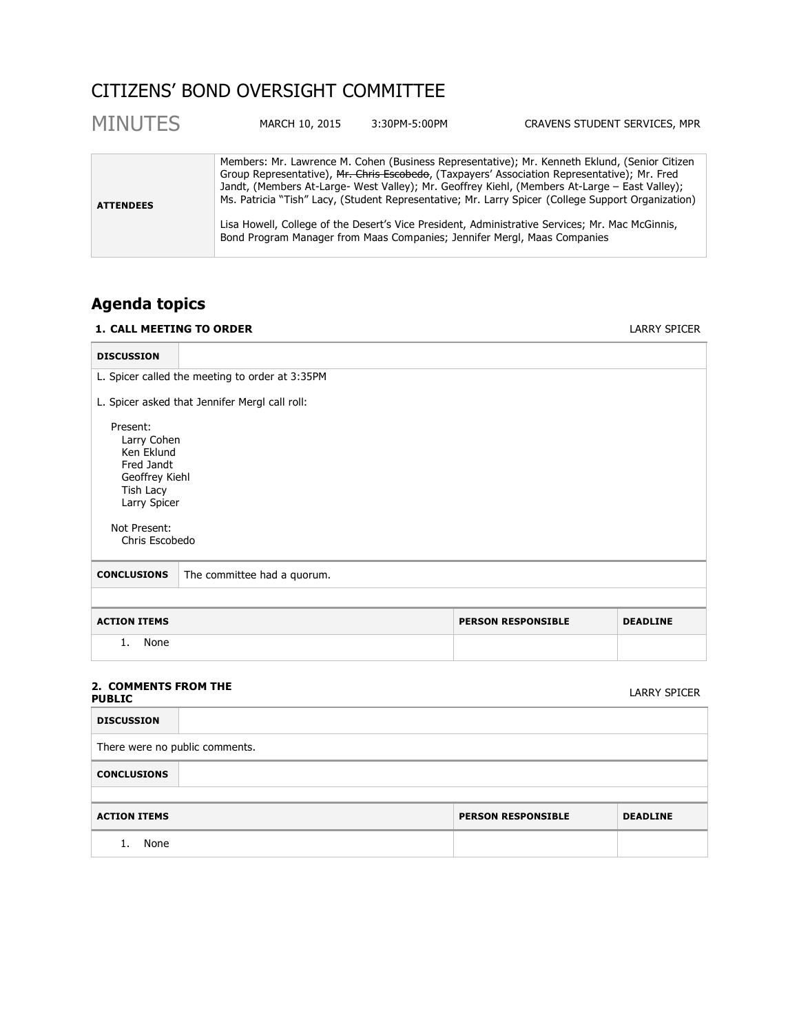# CITIZENS' BOND OVERSIGHT COMMITTEE

## MINUTES

MARCH 10, 2015 | 3:30PM-5:00PM | CRAVENS STUDENT SERVICES, MPR

| ATTENDEES | Members: Mr. Lawrence M. Cohen (Business Representative); Mr. Kenneth Eklund, (Senior Citizen Group Representative), ~~Mr. Chris Escobedo~~, (Taxpayers' Association Representative); Mr. Fred Jandt, (Members At-Large- West Valley); Mr. Geoffrey Kiehl, (Members At-Large – East Valley); Ms. Patricia "Tish" Lacy, (Student Representative; Mr. Larry Spicer (College Support Organization)<br><br>Lisa Howell, College of the Desert's Vice President, Administrative Services; Mr. Mac McGinnis, Bond Program Manager from Maas Companies; Jennifer Mergl, Maas Companies |
|---|---|

## Agenda topics

### 1. CALL MEETING TO ORDER — LARRY SPICER

**DISCUSSION**

L. Spicer called the meeting to order at 3:35PM

L. Spicer asked that Jennifer Mergl call roll:

Present:
- Larry Cohen
- Ken Eklund
- Fred Jandt
- Geoffrey Kiehl
- Tish Lacy
- Larry Spicer

Not Present:
- Chris Escobedo

**CONCLUSIONS** The committee had a quorum.

| ACTION ITEMS | PERSON RESPONSIBLE | DEADLINE |
|---|---|---|
| 1. None | | |

### 2. COMMENTS FROM THE PUBLIC — LARRY SPICER

**DISCUSSION**

There were no public comments.

**CONCLUSIONS**

| ACTION ITEMS | PERSON RESPONSIBLE | DEADLINE |
|---|---|---|
| 1. None | | |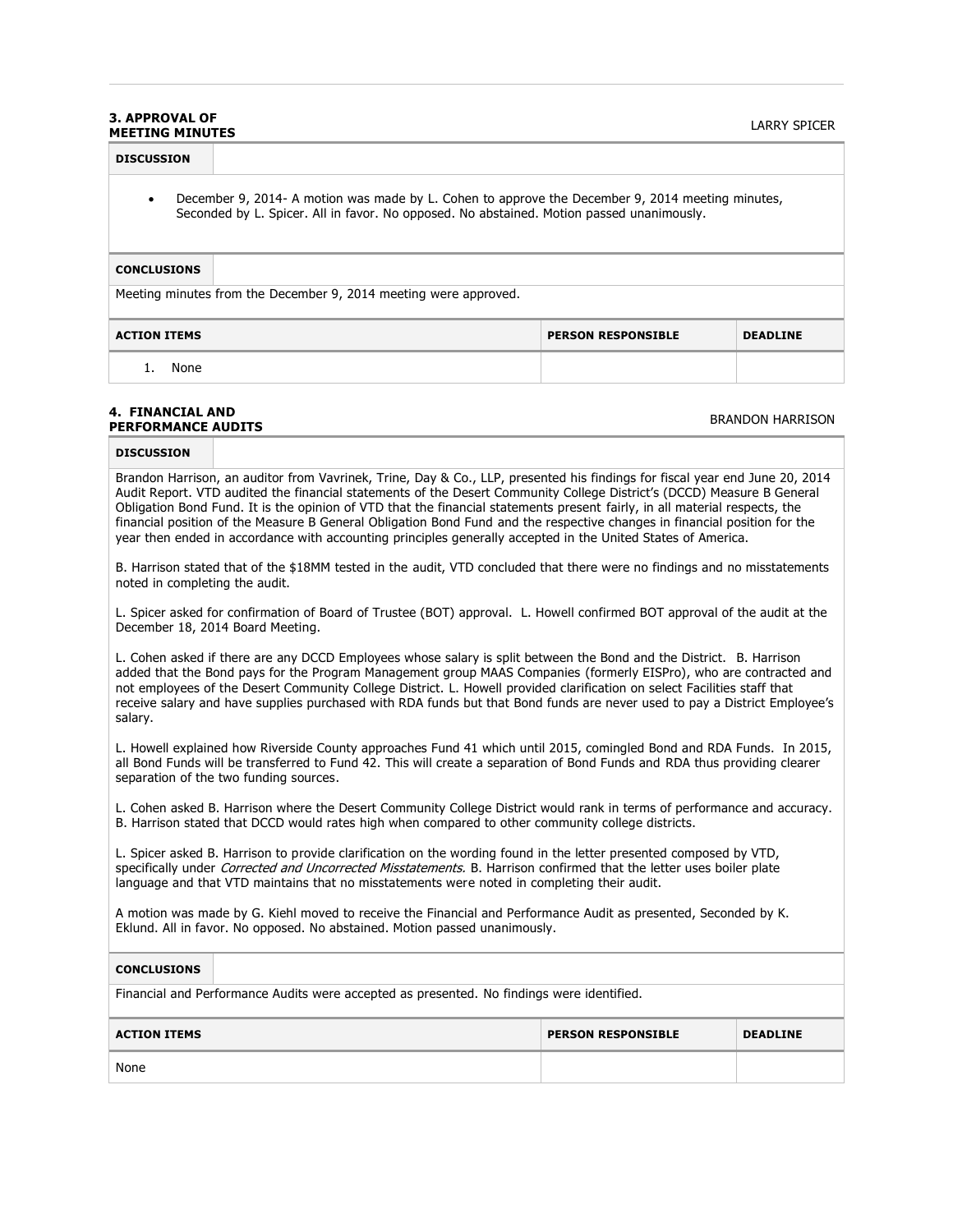## 3. APPROVAL OF MEETING MINUTES

LARRY SPICER

**DISCUSSION**

- December 9, 2014- A motion was made by L. Cohen to approve the December 9, 2014 meeting minutes, Seconded by L. Spicer. All in favor. No opposed. No abstained. Motion passed unanimously.

**CONCLUSIONS**

Meeting minutes from the December 9, 2014 meeting were approved.

| ACTION ITEMS | PERSON RESPONSIBLE | DEADLINE |
|---|---|---|
| 1. None | | |

## 4. FINANCIAL AND PERFORMANCE AUDITS

BRANDON HARRISON

**DISCUSSION**

Brandon Harrison, an auditor from Vavrinek, Trine, Day & Co., LLP, presented his findings for fiscal year end June 20, 2014 Audit Report. VTD audited the financial statements of the Desert Community College District's (DCCD) Measure B General Obligation Bond Fund. It is the opinion of VTD that the financial statements present fairly, in all material respects, the financial position of the Measure B General Obligation Bond Fund and the respective changes in financial position for the year then ended in accordance with accounting principles generally accepted in the United States of America.

B. Harrison stated that of the $18MM tested in the audit, VTD concluded that there were no findings and no misstatements noted in completing the audit.

L. Spicer asked for confirmation of Board of Trustee (BOT) approval. L. Howell confirmed BOT approval of the audit at the December 18, 2014 Board Meeting.

L. Cohen asked if there are any DCCD Employees whose salary is split between the Bond and the District. B. Harrison added that the Bond pays for the Program Management group MAAS Companies (formerly EISPro), who are contracted and not employees of the Desert Community College District. L. Howell provided clarification on select Facilities staff that receive salary and have supplies purchased with RDA funds but that Bond funds are never used to pay a District Employee's salary.

L. Howell explained how Riverside County approaches Fund 41 which until 2015, comingled Bond and RDA Funds. In 2015, all Bond Funds will be transferred to Fund 42. This will create a separation of Bond Funds and RDA thus providing clearer separation of the two funding sources.

L. Cohen asked B. Harrison where the Desert Community College District would rank in terms of performance and accuracy. B. Harrison stated that DCCD would rates high when compared to other community college districts.

L. Spicer asked B. Harrison to provide clarification on the wording found in the letter presented composed by VTD, specifically under *Corrected and Uncorrected Misstatements.* B. Harrison confirmed that the letter uses boiler plate language and that VTD maintains that no misstatements were noted in completing their audit.

A motion was made by G. Kiehl moved to receive the Financial and Performance Audit as presented, Seconded by K. Eklund. All in favor. No opposed. No abstained. Motion passed unanimously.

**CONCLUSIONS**

Financial and Performance Audits were accepted as presented. No findings were identified.

| ACTION ITEMS | PERSON RESPONSIBLE | DEADLINE |
|---|---|---|
| None | | |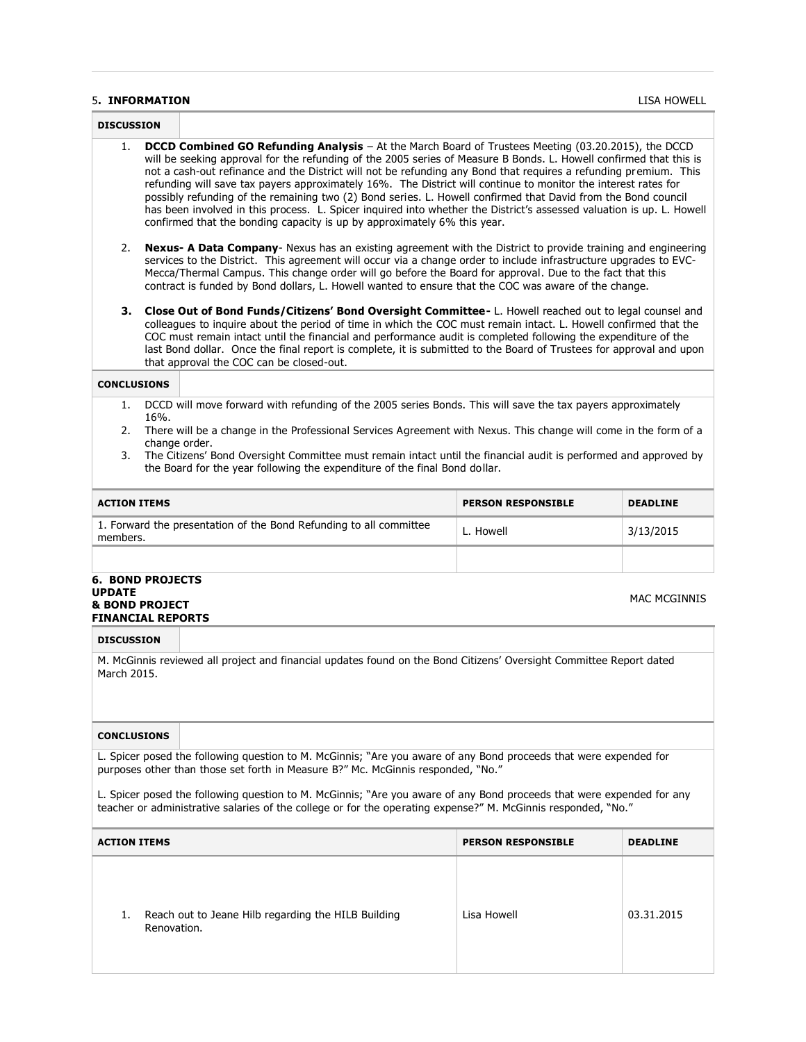## 5. INFORMATION

LISA HOWELL

**DISCUSSION**

1. **DCCD Combined GO Refunding Analysis** – At the March Board of Trustees Meeting (03.20.2015), the DCCD will be seeking approval for the refunding of the 2005 series of Measure B Bonds. L. Howell confirmed that this is not a cash-out refinance and the District will not be refunding any Bond that requires a refunding premium. This refunding will save tax payers approximately 16%. The District will continue to monitor the interest rates for possibly refunding of the remaining two (2) Bond series. L. Howell confirmed that David from the Bond council has been involved in this process. L. Spicer inquired into whether the District's assessed valuation is up. L. Howell confirmed that the bonding capacity is up by approximately 6% this year.

2. **Nexus- A Data Company**- Nexus has an existing agreement with the District to provide training and engineering services to the District. This agreement will occur via a change order to include infrastructure upgrades to EVC-Mecca/Thermal Campus. This change order will go before the Board for approval. Due to the fact that this contract is funded by Bond dollars, L. Howell wanted to ensure that the COC was aware of the change.

3. **Close Out of Bond Funds/Citizens' Bond Oversight Committee-** L. Howell reached out to legal counsel and colleagues to inquire about the period of time in which the COC must remain intact. L. Howell confirmed that the COC must remain intact until the financial and performance audit is completed following the expenditure of the last Bond dollar. Once the final report is complete, it is submitted to the Board of Trustees for approval and upon that approval the COC can be closed-out.

**CONCLUSIONS**

1. DCCD will move forward with refunding of the 2005 series Bonds. This will save the tax payers approximately 16%.
2. There will be a change in the Professional Services Agreement with Nexus. This change will come in the form of a change order.
3. The Citizens' Bond Oversight Committee must remain intact until the financial audit is performed and approved by the Board for the year following the expenditure of the final Bond dollar.

| ACTION ITEMS | PERSON RESPONSIBLE | DEADLINE |
|---|---|---|
| 1. Forward the presentation of the Bond Refunding to all committee members. | L. Howell | 3/13/2015 |
| | | |

## 6. BOND PROJECTS UPDATE & BOND PROJECT FINANCIAL REPORTS

MAC MCGINNIS

**DISCUSSION**

M. McGinnis reviewed all project and financial updates found on the Bond Citizens' Oversight Committee Report dated March 2015.

**CONCLUSIONS**

L. Spicer posed the following question to M. McGinnis; "Are you aware of any Bond proceeds that were expended for purposes other than those set forth in Measure B?" Mc. McGinnis responded, "No."

L. Spicer posed the following question to M. McGinnis; "Are you aware of any Bond proceeds that were expended for any teacher or administrative salaries of the college or for the operating expense?" M. McGinnis responded, "No."

| ACTION ITEMS | PERSON RESPONSIBLE | DEADLINE |
|---|---|---|
| 1. Reach out to Jeane Hilb regarding the HILB Building Renovation. | Lisa Howell | 03.31.2015 |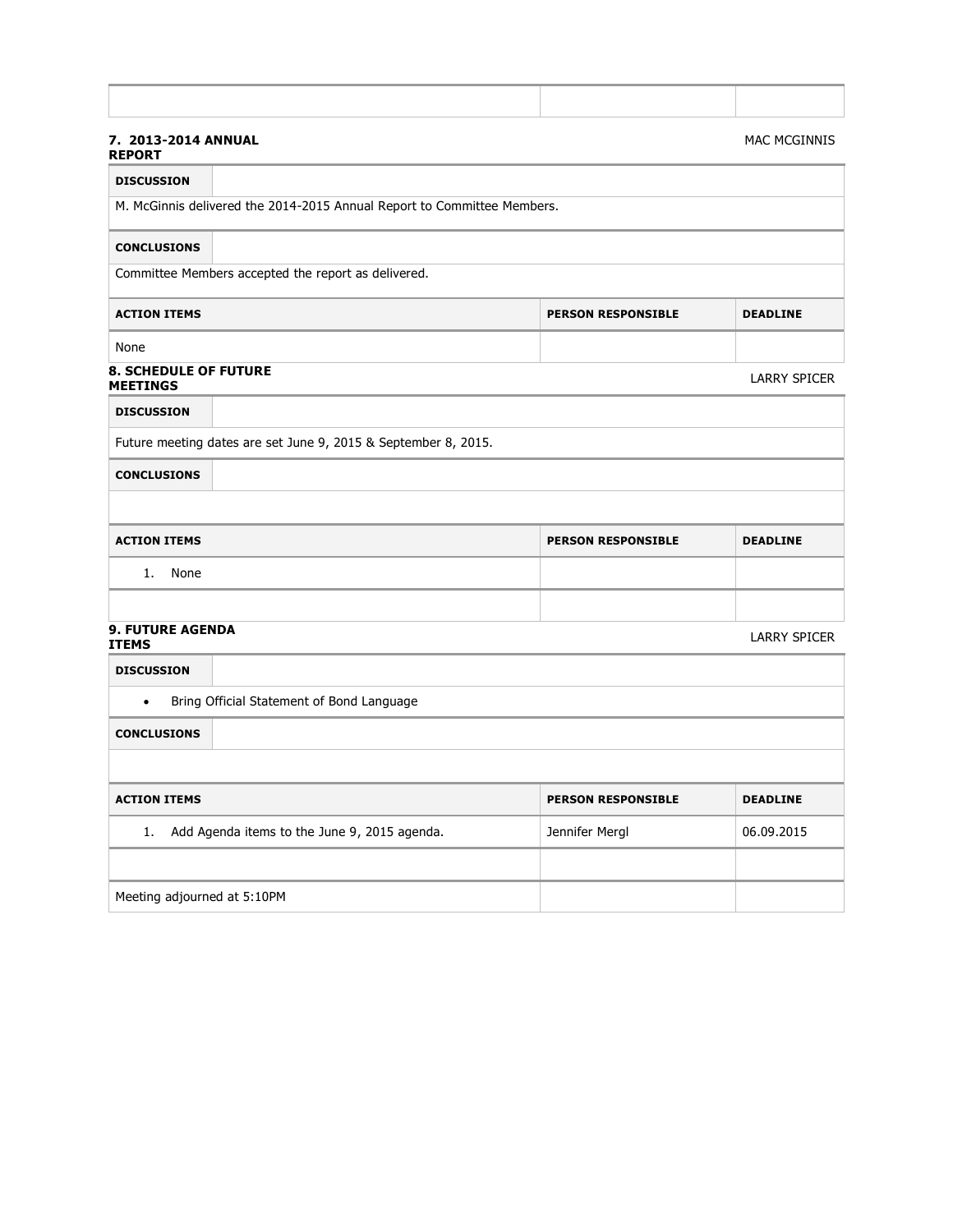| | | |
|---|---|---|
| | | |

**7. 2013-2014 ANNUAL REPORT** MAC MCGINNIS

| DISCUSSION | |
|---|---|
| M. McGinnis delivered the 2014-2015 Annual Report to Committee Members. | |

| CONCLUSIONS | |
|---|---|
| Committee Members accepted the report as delivered. | |

| ACTION ITEMS | PERSON RESPONSIBLE | DEADLINE |
|---|---|---|
| None | | |

**8. SCHEDULE OF FUTURE MEETINGS** LARRY SPICER

| DISCUSSION | |
|---|---|
| Future meeting dates are set June 9, 2015 & September 8, 2015. | |

| CONCLUSIONS | |
|---|---|
| | |

| ACTION ITEMS | PERSON RESPONSIBLE | DEADLINE |
|---|---|---|
| 1. None | | |
| | | |

**9. FUTURE AGENDA ITEMS** LARRY SPICER

| DISCUSSION | |
|---|---|
| • Bring Official Statement of Bond Language | |

| CONCLUSIONS | |
|---|---|
| | |

| ACTION ITEMS | PERSON RESPONSIBLE | DEADLINE |
|---|---|---|
| 1. Add Agenda items to the June 9, 2015 agenda. | Jennifer Mergl | 06.09.2015 |
| | | |
| Meeting adjourned at 5:10PM | | |